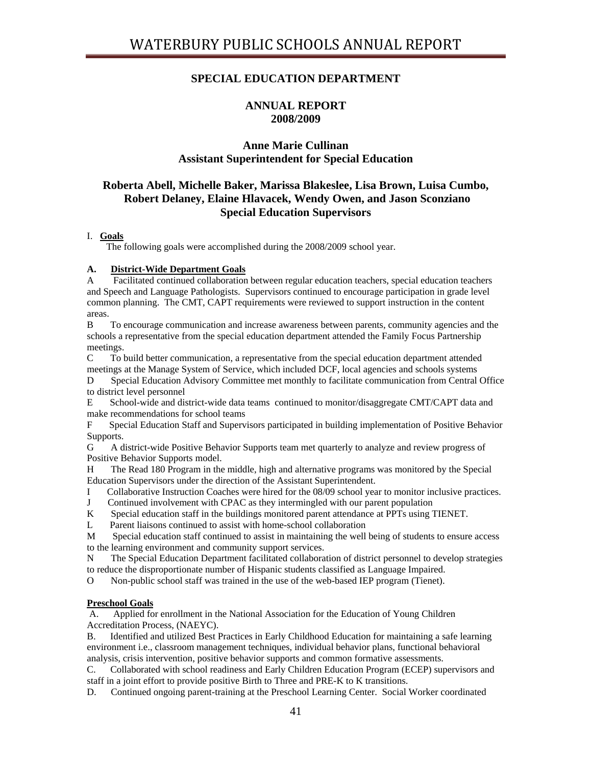# SPECIAL EDUCATION DEPARTMENT

## ANNUAL REPORT
## 2008/2009

### Anne Marie Cullinan
### Assistant Superintendent for Special Education

### Roberta Abell, Michelle Baker, Marissa Blakeslee, Lisa Brown, Luisa Cumbo, Robert Delaney, Elaine Hlavacek, Wendy Owen, and Jason Sconziano
### Special Education Supervisors

I. **Goals**

The following goals were accomplished during the 2008/2009 school year.

**A. District-Wide Department Goals**

A Facilitated continued collaboration between regular education teachers, special education teachers and Speech and Language Pathologists. Supervisors continued to encourage participation in grade level common planning. The CMT, CAPT requirements were reviewed to support instruction in the content areas.

B To encourage communication and increase awareness between parents, community agencies and the schools a representative from the special education department attended the Family Focus Partnership meetings.

C To build better communication, a representative from the special education department attended meetings at the Manage System of Service, which included DCF, local agencies and schools systems

D Special Education Advisory Committee met monthly to facilitate communication from Central Office to district level personnel

E School-wide and district-wide data teams continued to monitor/disaggregate CMT/CAPT data and make recommendations for school teams

F Special Education Staff and Supervisors participated in building implementation of Positive Behavior Supports.

G A district-wide Positive Behavior Supports team met quarterly to analyze and review progress of Positive Behavior Supports model.

H The Read 180 Program in the middle, high and alternative programs was monitored by the Special Education Supervisors under the direction of the Assistant Superintendent.

I Collaborative Instruction Coaches were hired for the 08/09 school year to monitor inclusive practices.

J Continued involvement with CPAC as they intermingled with our parent population

K Special education staff in the buildings monitored parent attendance at PPTs using TIENET.

L Parent liaisons continued to assist with home-school collaboration

M Special education staff continued to assist in maintaining the well being of students to ensure access to the learning environment and community support services.

N The Special Education Department facilitated collaboration of district personnel to develop strategies to reduce the disproportionate number of Hispanic students classified as Language Impaired.

O Non-public school staff was trained in the use of the web-based IEP program (Tienet).

**Preschool Goals**

A. Applied for enrollment in the National Association for the Education of Young Children Accreditation Process, (NAEYC).

B. Identified and utilized Best Practices in Early Childhood Education for maintaining a safe learning environment i.e., classroom management techniques, individual behavior plans, functional behavioral analysis, crisis intervention, positive behavior supports and common formative assessments.

C. Collaborated with school readiness and Early Children Education Program (ECEP) supervisors and staff in a joint effort to provide positive Birth to Three and PRE-K to K transitions.

D. Continued ongoing parent-training at the Preschool Learning Center. Social Worker coordinated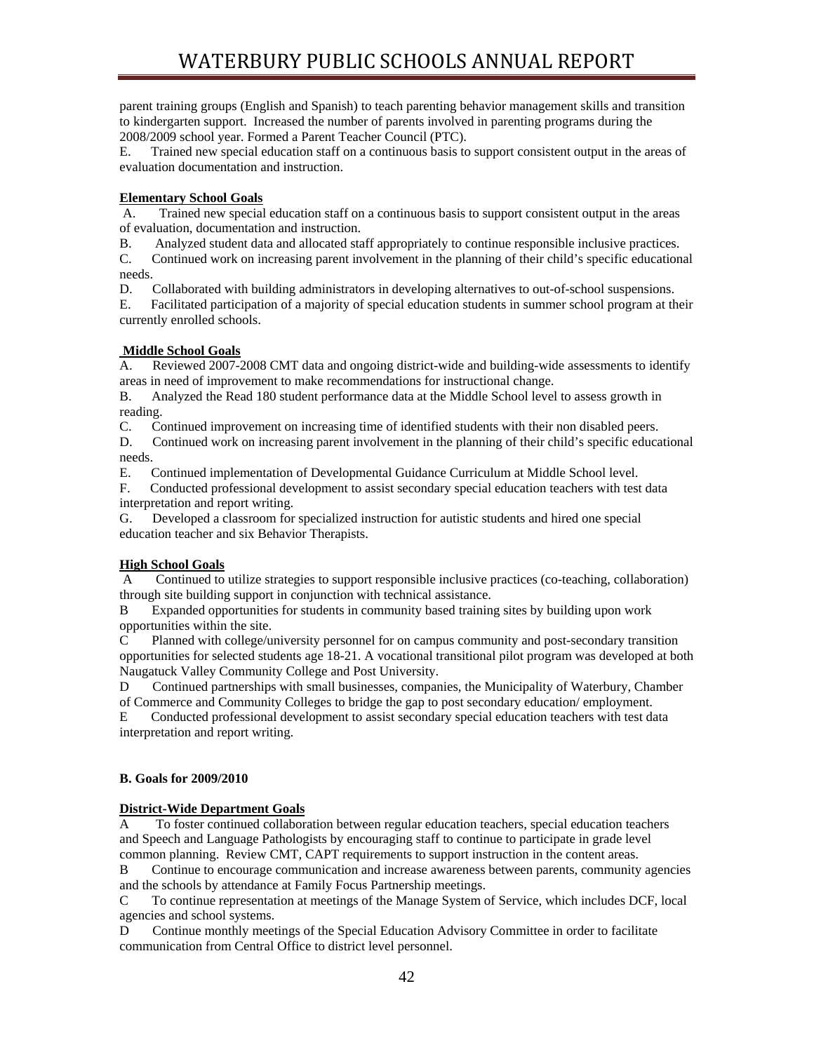parent training groups (English and Spanish) to teach parenting behavior management skills and transition to kindergarten support. Increased the number of parents involved in parenting programs during the 2008/2009 school year. Formed a Parent Teacher Council (PTC).

E. Trained new special education staff on a continuous basis to support consistent output in the areas of evaluation documentation and instruction.

**Elementary School Goals**

A. Trained new special education staff on a continuous basis to support consistent output in the areas of evaluation, documentation and instruction.

B. Analyzed student data and allocated staff appropriately to continue responsible inclusive practices.

C. Continued work on increasing parent involvement in the planning of their child's specific educational needs.

D. Collaborated with building administrators in developing alternatives to out-of-school suspensions.

E. Facilitated participation of a majority of special education students in summer school program at their currently enrolled schools.

**Middle School Goals**

A. Reviewed 2007-2008 CMT data and ongoing district-wide and building-wide assessments to identify areas in need of improvement to make recommendations for instructional change.

B. Analyzed the Read 180 student performance data at the Middle School level to assess growth in reading.

C. Continued improvement on increasing time of identified students with their non disabled peers.

D. Continued work on increasing parent involvement in the planning of their child's specific educational needs.

E. Continued implementation of Developmental Guidance Curriculum at Middle School level.

F. Conducted professional development to assist secondary special education teachers with test data interpretation and report writing.

G. Developed a classroom for specialized instruction for autistic students and hired one special education teacher and six Behavior Therapists.

**High School Goals**

A Continued to utilize strategies to support responsible inclusive practices (co-teaching, collaboration) through site building support in conjunction with technical assistance.

B Expanded opportunities for students in community based training sites by building upon work opportunities within the site.

C Planned with college/university personnel for on campus community and post-secondary transition opportunities for selected students age 18-21. A vocational transitional pilot program was developed at both Naugatuck Valley Community College and Post University.

D Continued partnerships with small businesses, companies, the Municipality of Waterbury, Chamber of Commerce and Community Colleges to bridge the gap to post secondary education/ employment.

E Conducted professional development to assist secondary special education teachers with test data interpretation and report writing.

**B. Goals for 2009/2010**

**District-Wide Department Goals**

A To foster continued collaboration between regular education teachers, special education teachers and Speech and Language Pathologists by encouraging staff to continue to participate in grade level common planning. Review CMT, CAPT requirements to support instruction in the content areas.

B Continue to encourage communication and increase awareness between parents, community agencies and the schools by attendance at Family Focus Partnership meetings.

C To continue representation at meetings of the Manage System of Service, which includes DCF, local agencies and school systems.

D Continue monthly meetings of the Special Education Advisory Committee in order to facilitate communication from Central Office to district level personnel.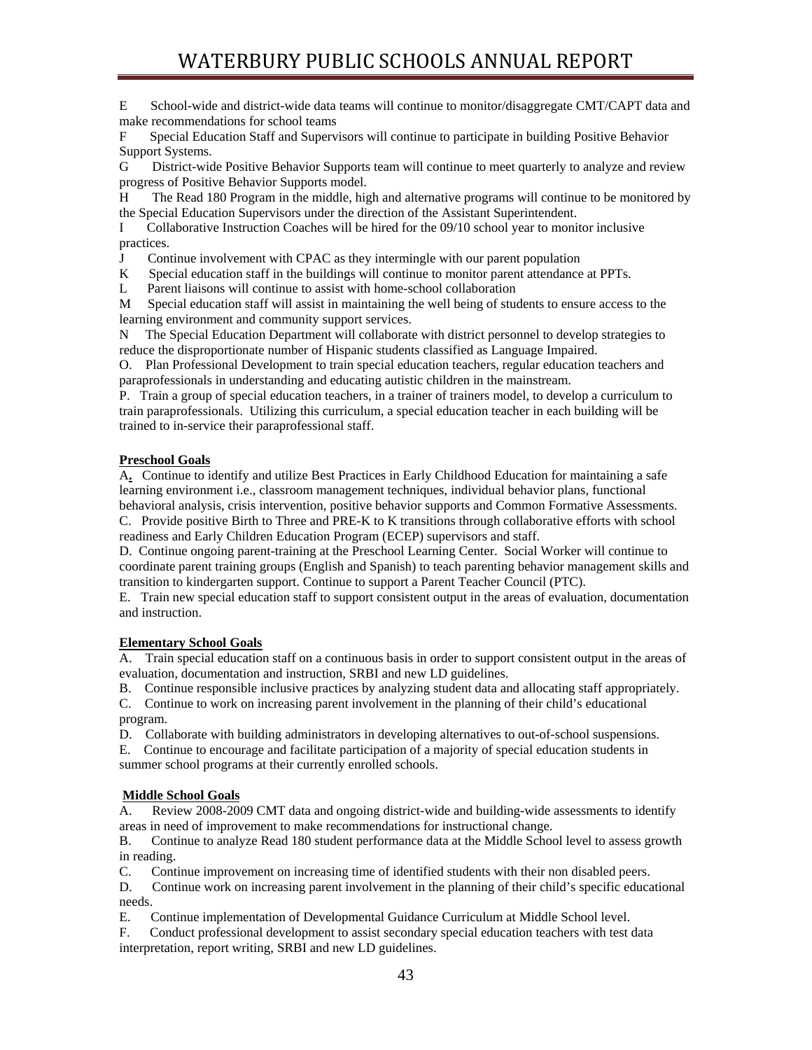E School-wide and district-wide data teams will continue to monitor/disaggregate CMT/CAPT data and make recommendations for school teams

F Special Education Staff and Supervisors will continue to participate in building Positive Behavior Support Systems.

G District-wide Positive Behavior Supports team will continue to meet quarterly to analyze and review progress of Positive Behavior Supports model.

H The Read 180 Program in the middle, high and alternative programs will continue to be monitored by the Special Education Supervisors under the direction of the Assistant Superintendent.

I Collaborative Instruction Coaches will be hired for the 09/10 school year to monitor inclusive practices.

J Continue involvement with CPAC as they intermingle with our parent population

K Special education staff in the buildings will continue to monitor parent attendance at PPTs.

L Parent liaisons will continue to assist with home-school collaboration

M Special education staff will assist in maintaining the well being of students to ensure access to the learning environment and community support services.

N The Special Education Department will collaborate with district personnel to develop strategies to reduce the disproportionate number of Hispanic students classified as Language Impaired.

O. Plan Professional Development to train special education teachers, regular education teachers and paraprofessionals in understanding and educating autistic children in the mainstream.

P. Train a group of special education teachers, in a trainer of trainers model, to develop a curriculum to train paraprofessionals. Utilizing this curriculum, a special education teacher in each building will be trained to in-service their paraprofessional staff.

**Preschool Goals**

A**.** Continue to identify and utilize Best Practices in Early Childhood Education for maintaining a safe learning environment i.e., classroom management techniques, individual behavior plans, functional behavioral analysis, crisis intervention, positive behavior supports and Common Formative Assessments.

C. Provide positive Birth to Three and PRE-K to K transitions through collaborative efforts with school readiness and Early Children Education Program (ECEP) supervisors and staff.

D. Continue ongoing parent-training at the Preschool Learning Center. Social Worker will continue to coordinate parent training groups (English and Spanish) to teach parenting behavior management skills and transition to kindergarten support. Continue to support a Parent Teacher Council (PTC).

E. Train new special education staff to support consistent output in the areas of evaluation, documentation and instruction.

**Elementary School Goals**

A. Train special education staff on a continuous basis in order to support consistent output in the areas of evaluation, documentation and instruction, SRBI and new LD guidelines.

B. Continue responsible inclusive practices by analyzing student data and allocating staff appropriately.

C. Continue to work on increasing parent involvement in the planning of their child's educational program.

D. Collaborate with building administrators in developing alternatives to out-of-school suspensions.

E. Continue to encourage and facilitate participation of a majority of special education students in summer school programs at their currently enrolled schools.

**Middle School Goals**

A. Review 2008-2009 CMT data and ongoing district-wide and building-wide assessments to identify areas in need of improvement to make recommendations for instructional change.

B. Continue to analyze Read 180 student performance data at the Middle School level to assess growth in reading.

C. Continue improvement on increasing time of identified students with their non disabled peers.

D. Continue work on increasing parent involvement in the planning of their child's specific educational needs.

E. Continue implementation of Developmental Guidance Curriculum at Middle School level.

F. Conduct professional development to assist secondary special education teachers with test data interpretation, report writing, SRBI and new LD guidelines.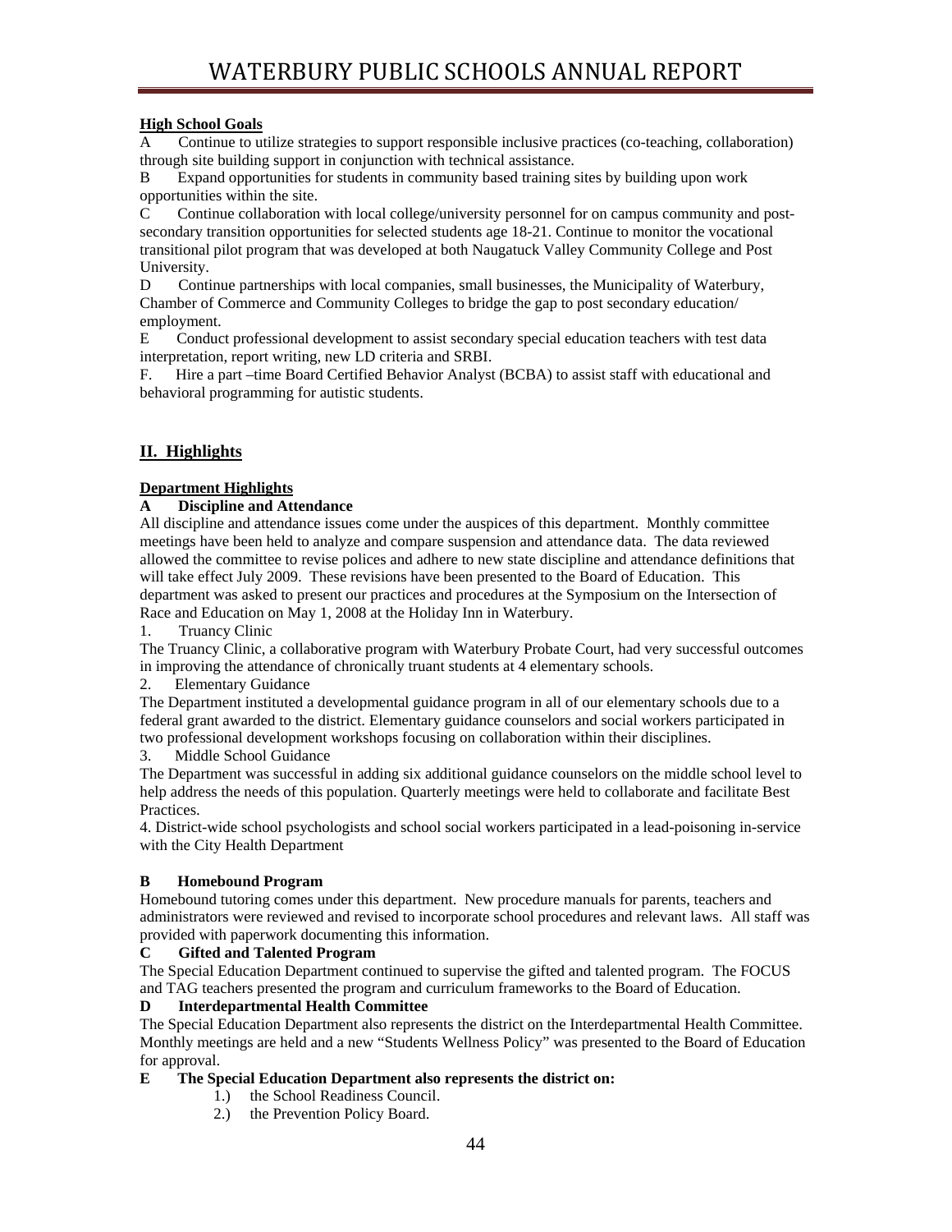**High School Goals**

A Continue to utilize strategies to support responsible inclusive practices (co-teaching, collaboration) through site building support in conjunction with technical assistance.

B Expand opportunities for students in community based training sites by building upon work opportunities within the site.

C Continue collaboration with local college/university personnel for on campus community and post-secondary transition opportunities for selected students age 18-21. Continue to monitor the vocational transitional pilot program that was developed at both Naugatuck Valley Community College and Post University.

D Continue partnerships with local companies, small businesses, the Municipality of Waterbury, Chamber of Commerce and Community Colleges to bridge the gap to post secondary education/ employment.

E Conduct professional development to assist secondary special education teachers with test data interpretation, report writing, new LD criteria and SRBI.

F. Hire a part –time Board Certified Behavior Analyst (BCBA) to assist staff with educational and behavioral programming for autistic students.

## II. Highlights

**Department Highlights**

**A Discipline and Attendance**

All discipline and attendance issues come under the auspices of this department. Monthly committee meetings have been held to analyze and compare suspension and attendance data. The data reviewed allowed the committee to revise polices and adhere to new state discipline and attendance definitions that will take effect July 2009. These revisions have been presented to the Board of Education. This department was asked to present our practices and procedures at the Symposium on the Intersection of Race and Education on May 1, 2008 at the Holiday Inn in Waterbury.

1. Truancy Clinic

The Truancy Clinic, a collaborative program with Waterbury Probate Court, had very successful outcomes in improving the attendance of chronically truant students at 4 elementary schools.

2. Elementary Guidance

The Department instituted a developmental guidance program in all of our elementary schools due to a federal grant awarded to the district. Elementary guidance counselors and social workers participated in two professional development workshops focusing on collaboration within their disciplines.

3. Middle School Guidance

The Department was successful in adding six additional guidance counselors on the middle school level to help address the needs of this population. Quarterly meetings were held to collaborate and facilitate Best Practices.

4. District-wide school psychologists and school social workers participated in a lead-poisoning in-service with the City Health Department

**B Homebound Program**

Homebound tutoring comes under this department. New procedure manuals for parents, teachers and administrators were reviewed and revised to incorporate school procedures and relevant laws. All staff was provided with paperwork documenting this information.

**C Gifted and Talented Program**

The Special Education Department continued to supervise the gifted and talented program. The FOCUS and TAG teachers presented the program and curriculum frameworks to the Board of Education.

**D Interdepartmental Health Committee**

The Special Education Department also represents the district on the Interdepartmental Health Committee. Monthly meetings are held and a new "Students Wellness Policy" was presented to the Board of Education for approval.

**E The Special Education Department also represents the district on:**

1.) the School Readiness Council.
2.) the Prevention Policy Board.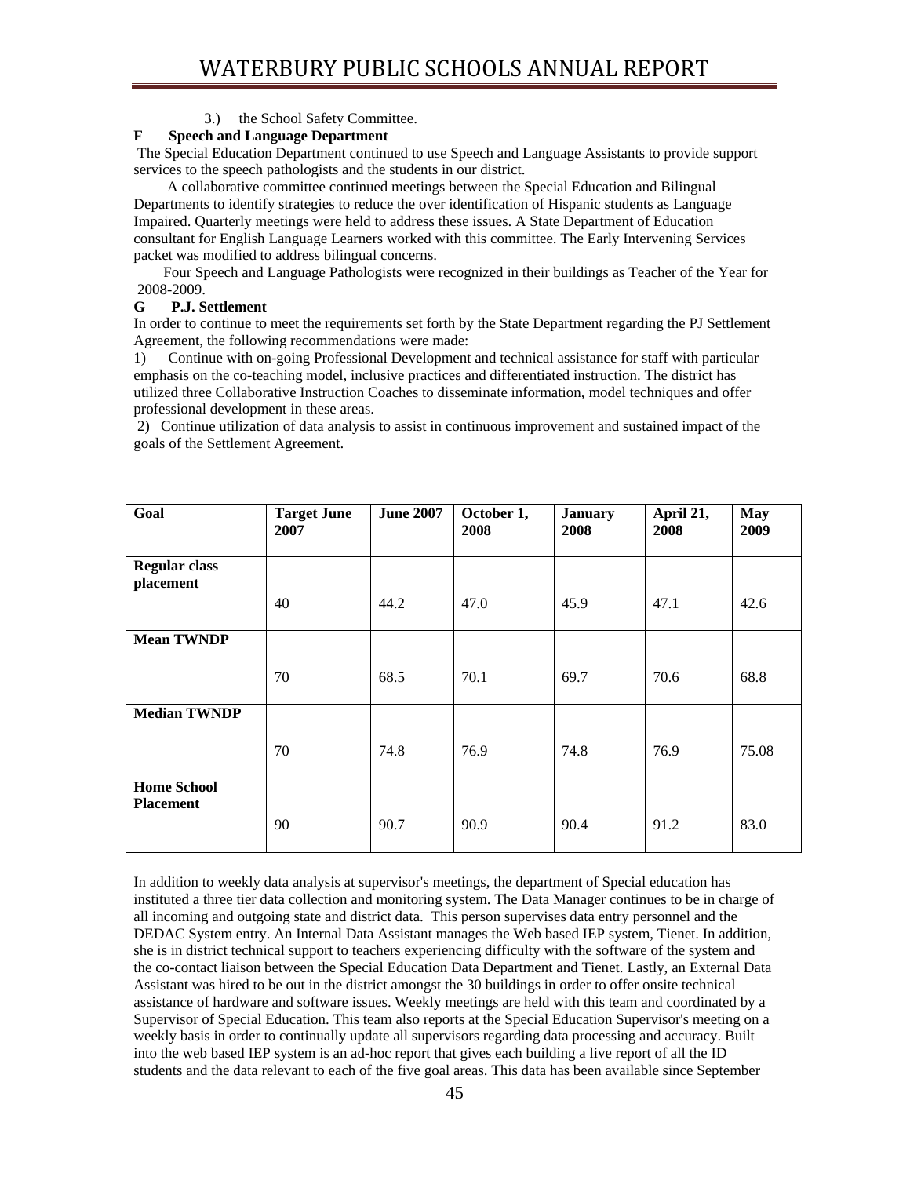3.) the School Safety Committee.

**F Speech and Language Department**

The Special Education Department continued to use Speech and Language Assistants to provide support services to the speech pathologists and the students in our district.

A collaborative committee continued meetings between the Special Education and Bilingual Departments to identify strategies to reduce the over identification of Hispanic students as Language Impaired. Quarterly meetings were held to address these issues. A State Department of Education consultant for English Language Learners worked with this committee. The Early Intervening Services packet was modified to address bilingual concerns.

Four Speech and Language Pathologists were recognized in their buildings as Teacher of the Year for 2008-2009.

**G P.J. Settlement**

In order to continue to meet the requirements set forth by the State Department regarding the PJ Settlement Agreement, the following recommendations were made:

1) Continue with on-going Professional Development and technical assistance for staff with particular emphasis on the co-teaching model, inclusive practices and differentiated instruction. The district has utilized three Collaborative Instruction Coaches to disseminate information, model techniques and offer professional development in these areas.

2) Continue utilization of data analysis to assist in continuous improvement and sustained impact of the goals of the Settlement Agreement.

| Goal | Target June 2007 | June 2007 | October 1, 2008 | January 2008 | April 21, 2008 | May 2009 |
|---|---|---|---|---|---|---|
| **Regular class placement** | 40 | 44.2 | 47.0 | 45.9 | 47.1 | 42.6 |
| **Mean TWNDP** | 70 | 68.5 | 70.1 | 69.7 | 70.6 | 68.8 |
| **Median TWNDP** | 70 | 74.8 | 76.9 | 74.8 | 76.9 | 75.08 |
| **Home School Placement** | 90 | 90.7 | 90.9 | 90.4 | 91.2 | 83.0 |

In addition to weekly data analysis at supervisor's meetings, the department of Special education has instituted a three tier data collection and monitoring system. The Data Manager continues to be in charge of all incoming and outgoing state and district data. This person supervises data entry personnel and the DEDAC System entry. An Internal Data Assistant manages the Web based IEP system, Tienet. In addition, she is in district technical support to teachers experiencing difficulty with the software of the system and the co-contact liaison between the Special Education Data Department and Tienet. Lastly, an External Data Assistant was hired to be out in the district amongst the 30 buildings in order to offer onsite technical assistance of hardware and software issues. Weekly meetings are held with this team and coordinated by a Supervisor of Special Education. This team also reports at the Special Education Supervisor's meeting on a weekly basis in order to continually update all supervisors regarding data processing and accuracy. Built into the web based IEP system is an ad-hoc report that gives each building a live report of all the ID students and the data relevant to each of the five goal areas. This data has been available since September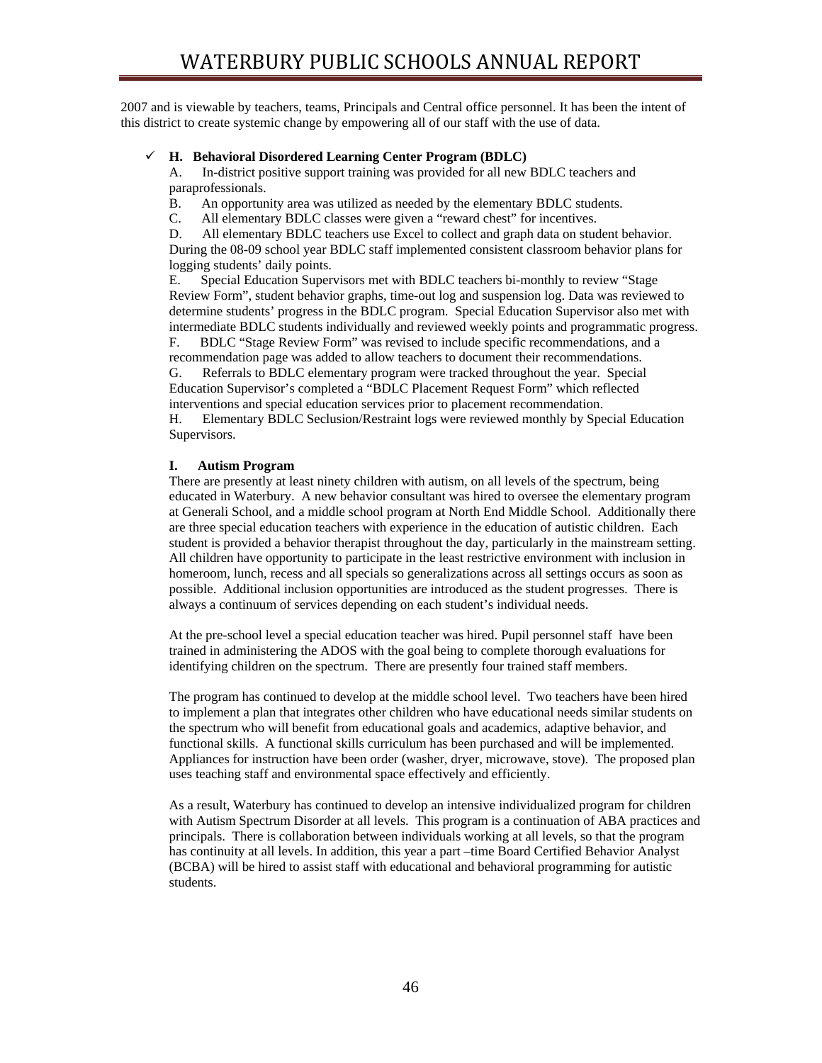2007 and is viewable by teachers, teams, Principals and Central office personnel. It has been the intent of this district to create systemic change by empowering all of our staff with the use of data.

- ✓ **H. Behavioral Disordered Learning Center Program (BDLC)**

  A. In-district positive support training was provided for all new BDLC teachers and paraprofessionals.
  B. An opportunity area was utilized as needed by the elementary BDLC students.
  C. All elementary BDLC classes were given a "reward chest" for incentives.
  D. All elementary BDLC teachers use Excel to collect and graph data on student behavior. During the 08-09 school year BDLC staff implemented consistent classroom behavior plans for logging students' daily points.
  E. Special Education Supervisors met with BDLC teachers bi-monthly to review "Stage Review Form", student behavior graphs, time-out log and suspension log. Data was reviewed to determine students' progress in the BDLC program. Special Education Supervisor also met with intermediate BDLC students individually and reviewed weekly points and programmatic progress.
  F. BDLC "Stage Review Form" was revised to include specific recommendations, and a recommendation page was added to allow teachers to document their recommendations.
  G. Referrals to BDLC elementary program were tracked throughout the year. Special Education Supervisor's completed a "BDLC Placement Request Form" which reflected interventions and special education services prior to placement recommendation.
  H. Elementary BDLC Seclusion/Restraint logs were reviewed monthly by Special Education Supervisors.

**I. Autism Program**

There are presently at least ninety children with autism, on all levels of the spectrum, being educated in Waterbury. A new behavior consultant was hired to oversee the elementary program at Generali School, and a middle school program at North End Middle School. Additionally there are three special education teachers with experience in the education of autistic children. Each student is provided a behavior therapist throughout the day, particularly in the mainstream setting. All children have opportunity to participate in the least restrictive environment with inclusion in homeroom, lunch, recess and all specials so generalizations across all settings occurs as soon as possible. Additional inclusion opportunities are introduced as the student progresses. There is always a continuum of services depending on each student's individual needs.

At the pre-school level a special education teacher was hired. Pupil personnel staff have been trained in administering the ADOS with the goal being to complete thorough evaluations for identifying children on the spectrum. There are presently four trained staff members.

The program has continued to develop at the middle school level. Two teachers have been hired to implement a plan that integrates other children who have educational needs similar students on the spectrum who will benefit from educational goals and academics, adaptive behavior, and functional skills. A functional skills curriculum has been purchased and will be implemented. Appliances for instruction have been order (washer, dryer, microwave, stove). The proposed plan uses teaching staff and environmental space effectively and efficiently.

As a result, Waterbury has continued to develop an intensive individualized program for children with Autism Spectrum Disorder at all levels. This program is a continuation of ABA practices and principals. There is collaboration between individuals working at all levels, so that the program has continuity at all levels. In addition, this year a part –time Board Certified Behavior Analyst (BCBA) will be hired to assist staff with educational and behavioral programming for autistic students.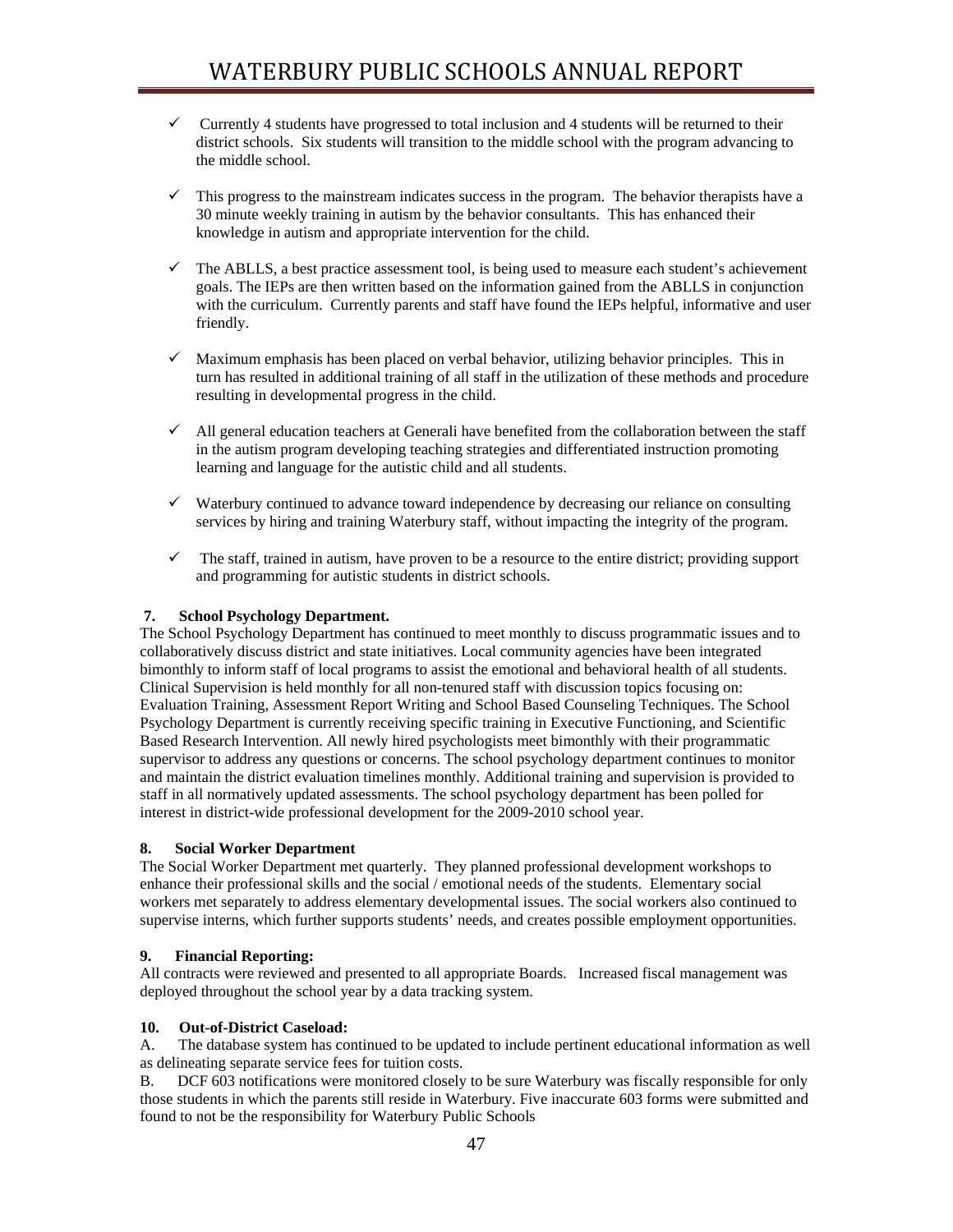- ✓ Currently 4 students have progressed to total inclusion and 4 students will be returned to their district schools. Six students will transition to the middle school with the program advancing to the middle school.

- ✓ This progress to the mainstream indicates success in the program. The behavior therapists have a 30 minute weekly training in autism by the behavior consultants. This has enhanced their knowledge in autism and appropriate intervention for the child.

- ✓ The ABLLS, a best practice assessment tool, is being used to measure each student's achievement goals. The IEPs are then written based on the information gained from the ABLLS in conjunction with the curriculum. Currently parents and staff have found the IEPs helpful, informative and user friendly.

- ✓ Maximum emphasis has been placed on verbal behavior, utilizing behavior principles. This in turn has resulted in additional training of all staff in the utilization of these methods and procedure resulting in developmental progress in the child.

- ✓ All general education teachers at Generali have benefited from the collaboration between the staff in the autism program developing teaching strategies and differentiated instruction promoting learning and language for the autistic child and all students.

- ✓ Waterbury continued to advance toward independence by decreasing our reliance on consulting services by hiring and training Waterbury staff, without impacting the integrity of the program.

- ✓ The staff, trained in autism, have proven to be a resource to the entire district; providing support and programming for autistic students in district schools.

**7. School Psychology Department.**

The School Psychology Department has continued to meet monthly to discuss programmatic issues and to collaboratively discuss district and state initiatives. Local community agencies have been integrated bimonthly to inform staff of local programs to assist the emotional and behavioral health of all students. Clinical Supervision is held monthly for all non-tenured staff with discussion topics focusing on: Evaluation Training, Assessment Report Writing and School Based Counseling Techniques. The School Psychology Department is currently receiving specific training in Executive Functioning, and Scientific Based Research Intervention. All newly hired psychologists meet bimonthly with their programmatic supervisor to address any questions or concerns. The school psychology department continues to monitor and maintain the district evaluation timelines monthly. Additional training and supervision is provided to staff in all normatively updated assessments. The school psychology department has been polled for interest in district-wide professional development for the 2009-2010 school year.

**8. Social Worker Department**

The Social Worker Department met quarterly. They planned professional development workshops to enhance their professional skills and the social / emotional needs of the students. Elementary social workers met separately to address elementary developmental issues. The social workers also continued to supervise interns, which further supports students' needs, and creates possible employment opportunities.

**9. Financial Reporting:**

All contracts were reviewed and presented to all appropriate Boards. Increased fiscal management was deployed throughout the school year by a data tracking system.

**10. Out-of-District Caseload:**

A. The database system has continued to be updated to include pertinent educational information as well as delineating separate service fees for tuition costs.

B. DCF 603 notifications were monitored closely to be sure Waterbury was fiscally responsible for only those students in which the parents still reside in Waterbury. Five inaccurate 603 forms were submitted and found to not be the responsibility for Waterbury Public Schools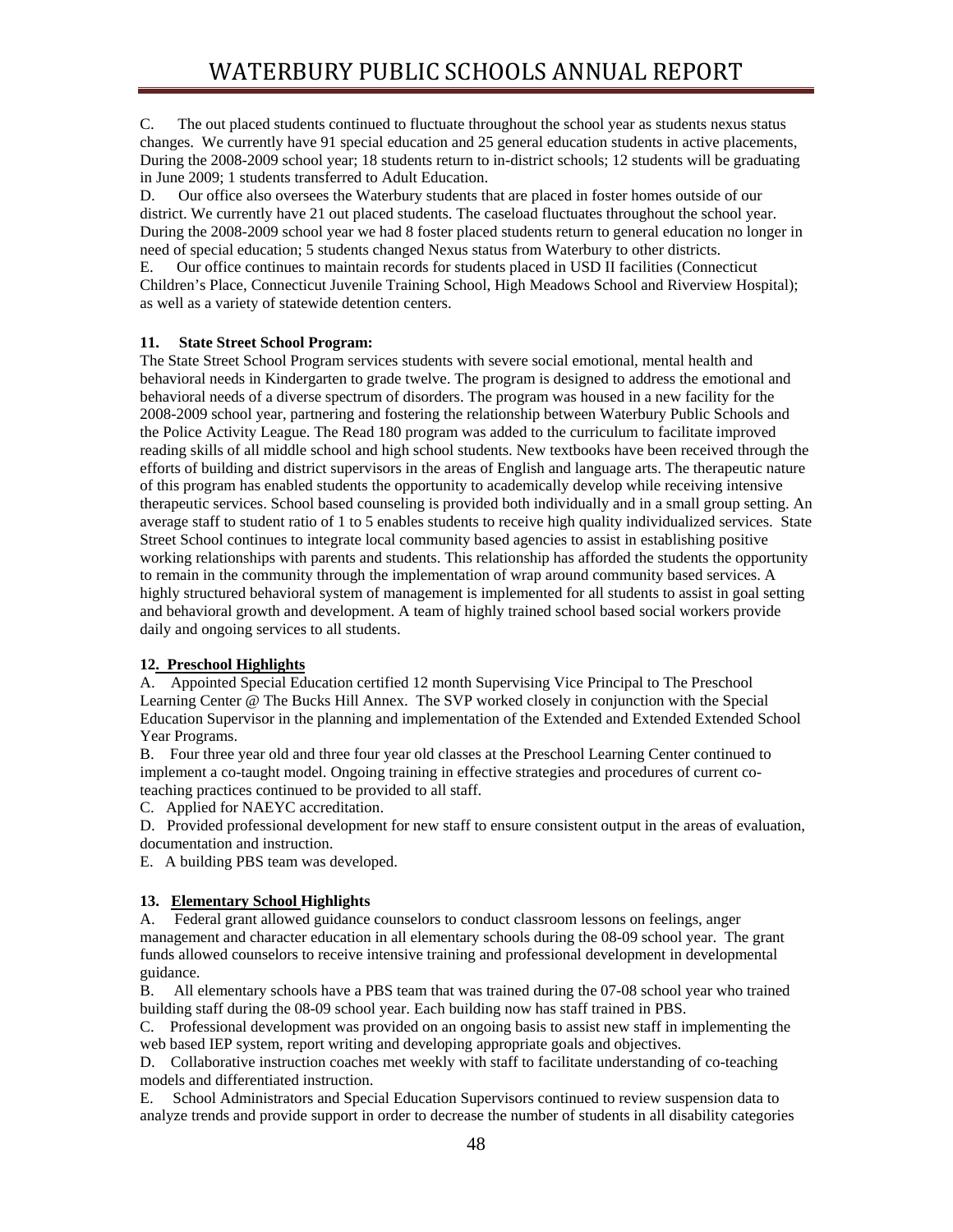C. The out placed students continued to fluctuate throughout the school year as students nexus status changes. We currently have 91 special education and 25 general education students in active placements, During the 2008-2009 school year; 18 students return to in-district schools; 12 students will be graduating in June 2009; 1 students transferred to Adult Education.

D. Our office also oversees the Waterbury students that are placed in foster homes outside of our district. We currently have 21 out placed students. The caseload fluctuates throughout the school year. During the 2008-2009 school year we had 8 foster placed students return to general education no longer in need of special education; 5 students changed Nexus status from Waterbury to other districts.

E. Our office continues to maintain records for students placed in USD II facilities (Connecticut Children's Place, Connecticut Juvenile Training School, High Meadows School and Riverview Hospital); as well as a variety of statewide detention centers.

**11. State Street School Program:**

The State Street School Program services students with severe social emotional, mental health and behavioral needs in Kindergarten to grade twelve. The program is designed to address the emotional and behavioral needs of a diverse spectrum of disorders. The program was housed in a new facility for the 2008-2009 school year, partnering and fostering the relationship between Waterbury Public Schools and the Police Activity League. The Read 180 program was added to the curriculum to facilitate improved reading skills of all middle school and high school students. New textbooks have been received through the efforts of building and district supervisors in the areas of English and language arts. The therapeutic nature of this program has enabled students the opportunity to academically develop while receiving intensive therapeutic services. School based counseling is provided both individually and in a small group setting. An average staff to student ratio of 1 to 5 enables students to receive high quality individualized services. State Street School continues to integrate local community based agencies to assist in establishing positive working relationships with parents and students. This relationship has afforded the students the opportunity to remain in the community through the implementation of wrap around community based services. A highly structured behavioral system of management is implemented for all students to assist in goal setting and behavioral growth and development. A team of highly trained school based social workers provide daily and ongoing services to all students.

**12. Preschool Highlights**

A. Appointed Special Education certified 12 month Supervising Vice Principal to The Preschool Learning Center @ The Bucks Hill Annex. The SVP worked closely in conjunction with the Special Education Supervisor in the planning and implementation of the Extended and Extended Extended School Year Programs.

B. Four three year old and three four year old classes at the Preschool Learning Center continued to implement a co-taught model. Ongoing training in effective strategies and procedures of current co-teaching practices continued to be provided to all staff.

C. Applied for NAEYC accreditation.

D. Provided professional development for new staff to ensure consistent output in the areas of evaluation, documentation and instruction.

E. A building PBS team was developed.

**13. Elementary School Highlights**

A. Federal grant allowed guidance counselors to conduct classroom lessons on feelings, anger management and character education in all elementary schools during the 08-09 school year. The grant funds allowed counselors to receive intensive training and professional development in developmental guidance.

B. All elementary schools have a PBS team that was trained during the 07-08 school year who trained building staff during the 08-09 school year. Each building now has staff trained in PBS.

C. Professional development was provided on an ongoing basis to assist new staff in implementing the web based IEP system, report writing and developing appropriate goals and objectives.

D. Collaborative instruction coaches met weekly with staff to facilitate understanding of co-teaching models and differentiated instruction.

E. School Administrators and Special Education Supervisors continued to review suspension data to analyze trends and provide support in order to decrease the number of students in all disability categories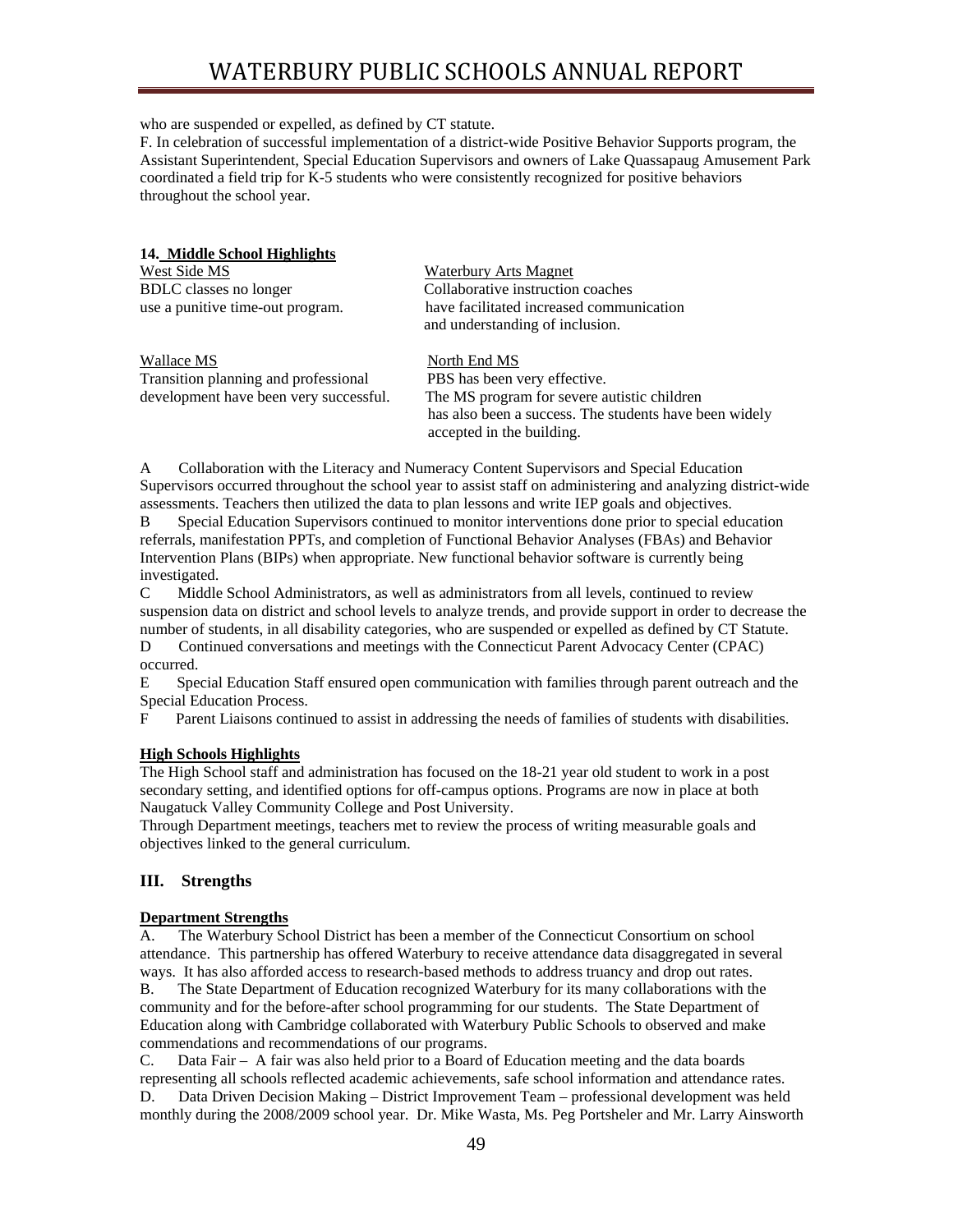who are suspended or expelled, as defined by CT statute.

F. In celebration of successful implementation of a district-wide Positive Behavior Supports program, the Assistant Superintendent, Special Education Supervisors and owners of Lake Quassapaug Amusement Park coordinated a field trip for K-5 students who were consistently recognized for positive behaviors throughout the school year.

**14. Middle School Highlights**

West Side MS
BDLC classes no longer use a punitive time-out program.

Waterbury Arts Magnet
Collaborative instruction coaches have facilitated increased communication and understanding of inclusion.

Wallace MS
Transition planning and professional development have been very successful.

North End MS
PBS has been very effective.
The MS program for severe autistic children has also been a success. The students have been widely accepted in the building.

A Collaboration with the Literacy and Numeracy Content Supervisors and Special Education Supervisors occurred throughout the school year to assist staff on administering and analyzing district-wide assessments. Teachers then utilized the data to plan lessons and write IEP goals and objectives.

B Special Education Supervisors continued to monitor interventions done prior to special education referrals, manifestation PPTs, and completion of Functional Behavior Analyses (FBAs) and Behavior Intervention Plans (BIPs) when appropriate. New functional behavior software is currently being investigated.

C Middle School Administrators, as well as administrators from all levels, continued to review suspension data on district and school levels to analyze trends, and provide support in order to decrease the number of students, in all disability categories, who are suspended or expelled as defined by CT Statute.

D Continued conversations and meetings with the Connecticut Parent Advocacy Center (CPAC) occurred.

E Special Education Staff ensured open communication with families through parent outreach and the Special Education Process.

F Parent Liaisons continued to assist in addressing the needs of families of students with disabilities.

**High Schools Highlights**

The High School staff and administration has focused on the 18-21 year old student to work in a post secondary setting, and identified options for off-campus options. Programs are now in place at both Naugatuck Valley Community College and Post University.

Through Department meetings, teachers met to review the process of writing measurable goals and objectives linked to the general curriculum.

## III. Strengths

**Department Strengths**

A. The Waterbury School District has been a member of the Connecticut Consortium on school attendance. This partnership has offered Waterbury to receive attendance data disaggregated in several ways. It has also afforded access to research-based methods to address truancy and drop out rates.

B. The State Department of Education recognized Waterbury for its many collaborations with the community and for the before-after school programming for our students. The State Department of Education along with Cambridge collaborated with Waterbury Public Schools to observed and make commendations and recommendations of our programs.

C. Data Fair – A fair was also held prior to a Board of Education meeting and the data boards representing all schools reflected academic achievements, safe school information and attendance rates.

D. Data Driven Decision Making – District Improvement Team – professional development was held monthly during the 2008/2009 school year. Dr. Mike Wasta, Ms. Peg Portsheler and Mr. Larry Ainsworth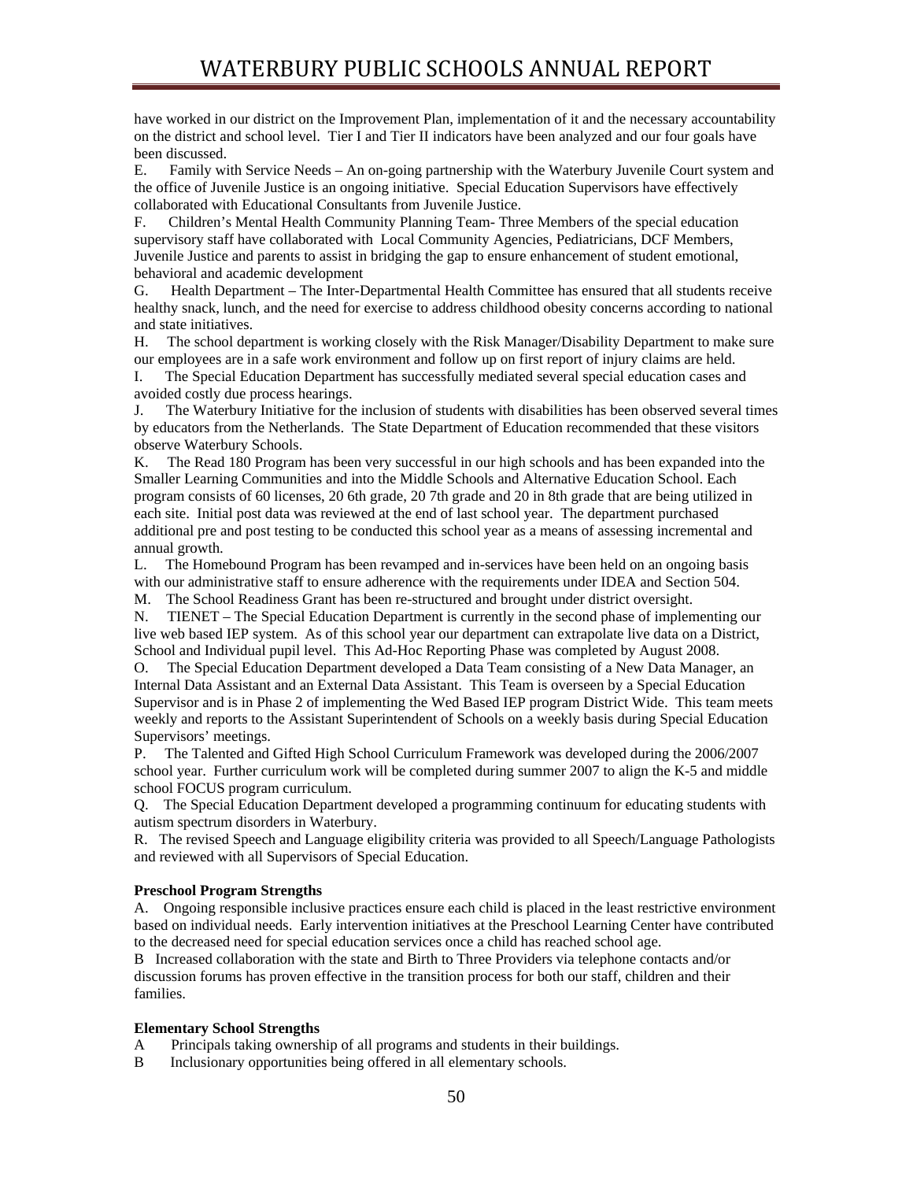have worked in our district on the Improvement Plan, implementation of it and the necessary accountability on the district and school level. Tier I and Tier II indicators have been analyzed and our four goals have been discussed.

E. Family with Service Needs – An on-going partnership with the Waterbury Juvenile Court system and the office of Juvenile Justice is an ongoing initiative. Special Education Supervisors have effectively collaborated with Educational Consultants from Juvenile Justice.

F. Children's Mental Health Community Planning Team- Three Members of the special education supervisory staff have collaborated with Local Community Agencies, Pediatricians, DCF Members, Juvenile Justice and parents to assist in bridging the gap to ensure enhancement of student emotional, behavioral and academic development

G. Health Department – The Inter-Departmental Health Committee has ensured that all students receive healthy snack, lunch, and the need for exercise to address childhood obesity concerns according to national and state initiatives.

H. The school department is working closely with the Risk Manager/Disability Department to make sure our employees are in a safe work environment and follow up on first report of injury claims are held.

I. The Special Education Department has successfully mediated several special education cases and avoided costly due process hearings.

J. The Waterbury Initiative for the inclusion of students with disabilities has been observed several times by educators from the Netherlands. The State Department of Education recommended that these visitors observe Waterbury Schools.

K. The Read 180 Program has been very successful in our high schools and has been expanded into the Smaller Learning Communities and into the Middle Schools and Alternative Education School. Each program consists of 60 licenses, 20 6th grade, 20 7th grade and 20 in 8th grade that are being utilized in each site. Initial post data was reviewed at the end of last school year. The department purchased additional pre and post testing to be conducted this school year as a means of assessing incremental and annual growth.

L. The Homebound Program has been revamped and in-services have been held on an ongoing basis with our administrative staff to ensure adherence with the requirements under IDEA and Section 504.

M. The School Readiness Grant has been re-structured and brought under district oversight.

N. TIENET – The Special Education Department is currently in the second phase of implementing our live web based IEP system. As of this school year our department can extrapolate live data on a District, School and Individual pupil level. This Ad-Hoc Reporting Phase was completed by August 2008.

O. The Special Education Department developed a Data Team consisting of a New Data Manager, an Internal Data Assistant and an External Data Assistant. This Team is overseen by a Special Education Supervisor and is in Phase 2 of implementing the Wed Based IEP program District Wide. This team meets weekly and reports to the Assistant Superintendent of Schools on a weekly basis during Special Education Supervisors' meetings.

P. The Talented and Gifted High School Curriculum Framework was developed during the 2006/2007 school year. Further curriculum work will be completed during summer 2007 to align the K-5 and middle school FOCUS program curriculum.

Q. The Special Education Department developed a programming continuum for educating students with autism spectrum disorders in Waterbury.

R. The revised Speech and Language eligibility criteria was provided to all Speech/Language Pathologists and reviewed with all Supervisors of Special Education.

**Preschool Program Strengths**

A. Ongoing responsible inclusive practices ensure each child is placed in the least restrictive environment based on individual needs. Early intervention initiatives at the Preschool Learning Center have contributed to the decreased need for special education services once a child has reached school age.

B Increased collaboration with the state and Birth to Three Providers via telephone contacts and/or discussion forums has proven effective in the transition process for both our staff, children and their families.

**Elementary School Strengths**

A Principals taking ownership of all programs and students in their buildings.

B Inclusionary opportunities being offered in all elementary schools.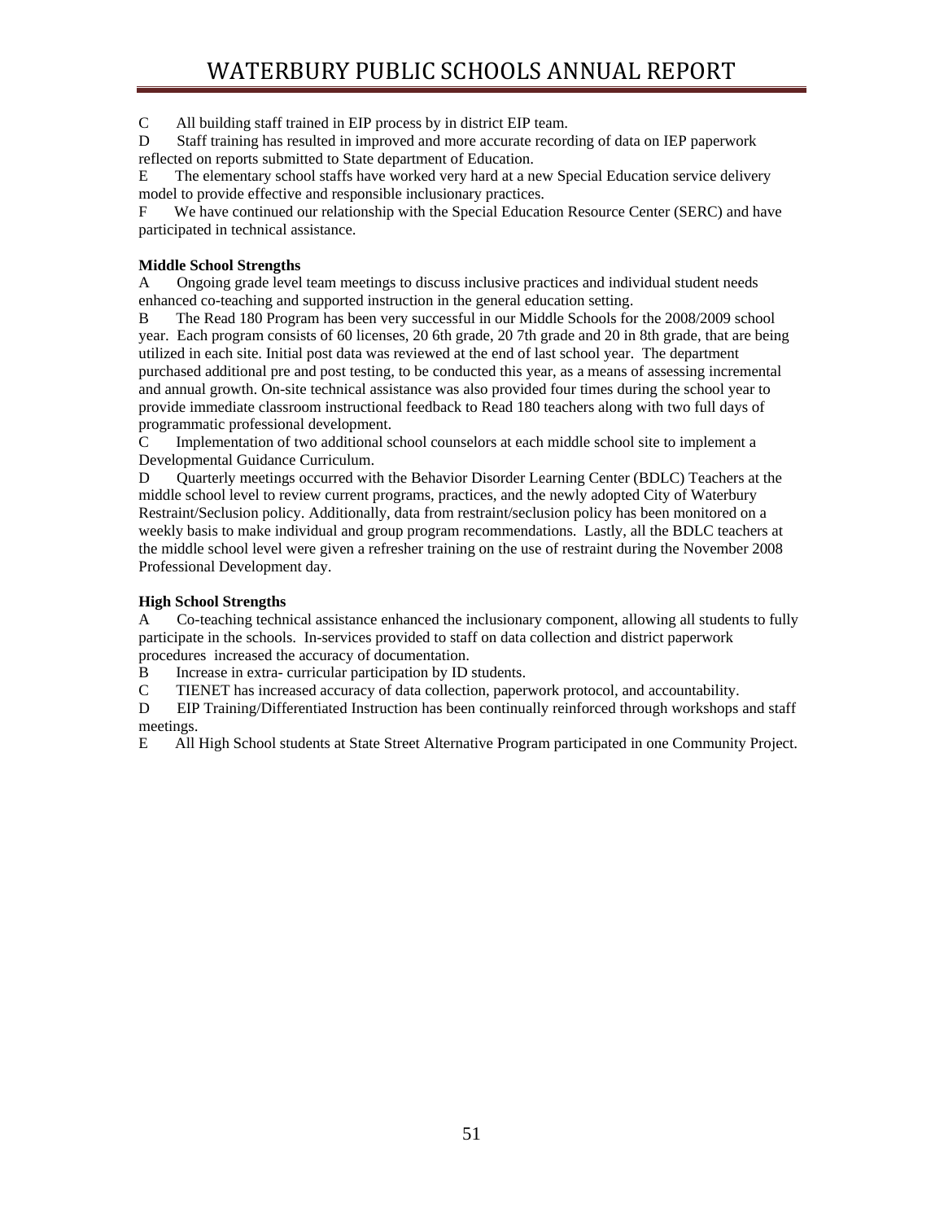C All building staff trained in EIP process by in district EIP team.

D Staff training has resulted in improved and more accurate recording of data on IEP paperwork reflected on reports submitted to State department of Education.

E The elementary school staffs have worked very hard at a new Special Education service delivery model to provide effective and responsible inclusionary practices.

F We have continued our relationship with the Special Education Resource Center (SERC) and have participated in technical assistance.

**Middle School Strengths**

A Ongoing grade level team meetings to discuss inclusive practices and individual student needs enhanced co-teaching and supported instruction in the general education setting.

B The Read 180 Program has been very successful in our Middle Schools for the 2008/2009 school year. Each program consists of 60 licenses, 20 6th grade, 20 7th grade and 20 in 8th grade, that are being utilized in each site. Initial post data was reviewed at the end of last school year. The department purchased additional pre and post testing, to be conducted this year, as a means of assessing incremental and annual growth. On-site technical assistance was also provided four times during the school year to provide immediate classroom instructional feedback to Read 180 teachers along with two full days of programmatic professional development.

C Implementation of two additional school counselors at each middle school site to implement a Developmental Guidance Curriculum.

D Quarterly meetings occurred with the Behavior Disorder Learning Center (BDLC) Teachers at the middle school level to review current programs, practices, and the newly adopted City of Waterbury Restraint/Seclusion policy. Additionally, data from restraint/seclusion policy has been monitored on a weekly basis to make individual and group program recommendations. Lastly, all the BDLC teachers at the middle school level were given a refresher training on the use of restraint during the November 2008 Professional Development day.

**High School Strengths**

A Co-teaching technical assistance enhanced the inclusionary component, allowing all students to fully participate in the schools. In-services provided to staff on data collection and district paperwork procedures increased the accuracy of documentation.

B Increase in extra- curricular participation by ID students.

C TIENET has increased accuracy of data collection, paperwork protocol, and accountability.

D EIP Training/Differentiated Instruction has been continually reinforced through workshops and staff meetings.

E All High School students at State Street Alternative Program participated in one Community Project.